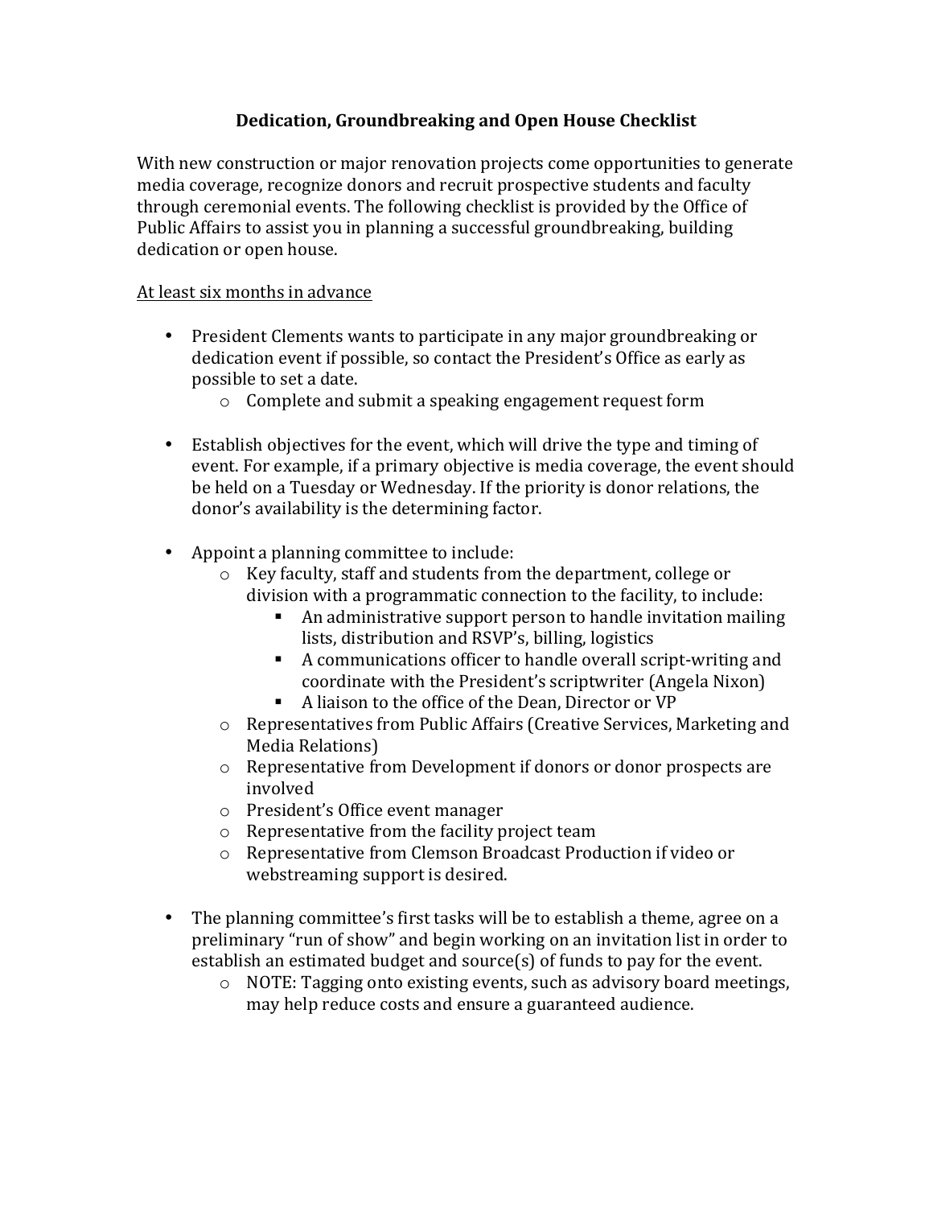# Dedication, Groundbreaking and Open House Checklist

With new construction or major renovation projects come opportunities to generate media coverage, recognize donors and recruit prospective students and faculty through ceremonial events. The following checklist is provided by the Office of Public Affairs to assist you in planning a successful groundbreaking, building dedication or open house.

<u>At least six months in advance</u>

- President Clements wants to participate in any major groundbreaking or dedication event if possible, so contact the President's Office as early as possible to set a date.
  - Complete and submit a speaking engagement request form

- Establish objectives for the event, which will drive the type and timing of event. For example, if a primary objective is media coverage, the event should be held on a Tuesday or Wednesday. If the priority is donor relations, the donor's availability is the determining factor.

- Appoint a planning committee to include:
  - Key faculty, staff and students from the department, college or division with a programmatic connection to the facility, to include:
    - An administrative support person to handle invitation mailing lists, distribution and RSVP's, billing, logistics
    - A communications officer to handle overall script-writing and coordinate with the President's scriptwriter (Angela Nixon)
    - A liaison to the office of the Dean, Director or VP
  - Representatives from Public Affairs (Creative Services, Marketing and Media Relations)
  - Representative from Development if donors or donor prospects are involved
  - President's Office event manager
  - Representative from the facility project team
  - Representative from Clemson Broadcast Production if video or webstreaming support is desired.

- The planning committee's first tasks will be to establish a theme, agree on a preliminary "run of show" and begin working on an invitation list in order to establish an estimated budget and source(s) of funds to pay for the event.
  - NOTE: Tagging onto existing events, such as advisory board meetings, may help reduce costs and ensure a guaranteed audience.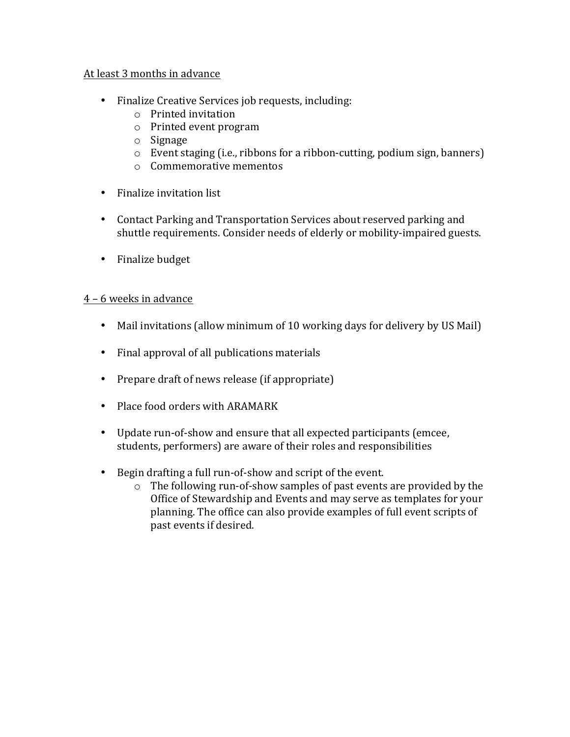<u>At least 3 months in advance</u>

- Finalize Creative Services job requests, including:
  - Printed invitation
  - Printed event program
  - Signage
  - Event staging (i.e., ribbons for a ribbon-cutting, podium sign, banners)
  - Commemorative mementos

- Finalize invitation list

- Contact Parking and Transportation Services about reserved parking and shuttle requirements. Consider needs of elderly or mobility-impaired guests.

- Finalize budget

<u>4 – 6 weeks in advance</u>

- Mail invitations (allow minimum of 10 working days for delivery by US Mail)

- Final approval of all publications materials

- Prepare draft of news release (if appropriate)

- Place food orders with ARAMARK

- Update run-of-show and ensure that all expected participants (emcee, students, performers) are aware of their roles and responsibilities

- Begin drafting a full run-of-show and script of the event.
  - The following run-of-show samples of past events are provided by the Office of Stewardship and Events and may serve as templates for your planning. The office can also provide examples of full event scripts of past events if desired.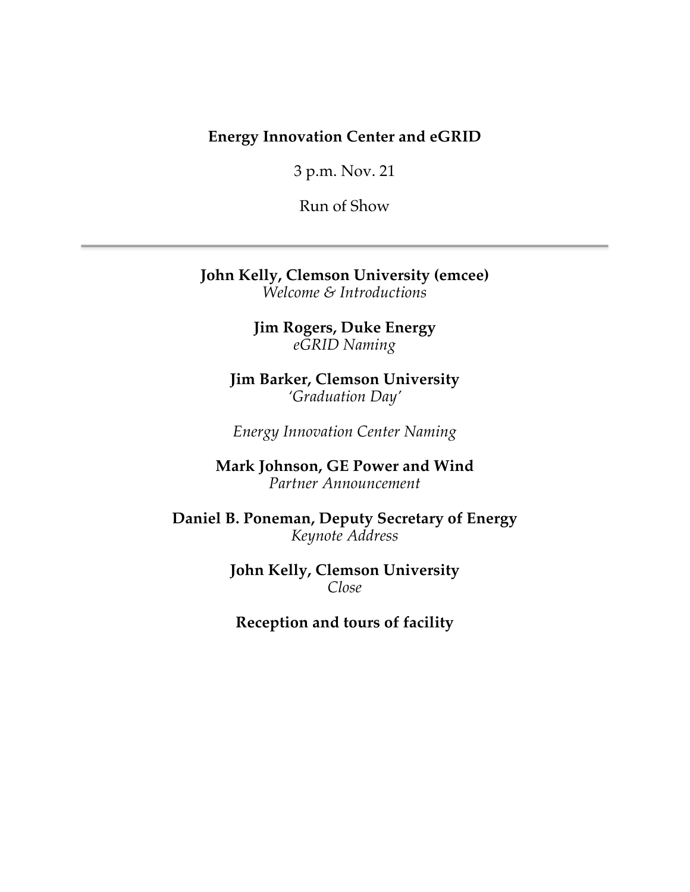**Energy Innovation Center and eGRID**

3 p.m. Nov. 21

Run of Show

---

**John Kelly, Clemson University (emcee)**
*Welcome & Introductions*

**Jim Rogers, Duke Energy**
*eGRID Naming*

**Jim Barker, Clemson University**
*'Graduation Day'*

*Energy Innovation Center Naming*

**Mark Johnson, GE Power and Wind**
*Partner Announcement*

**Daniel B. Poneman, Deputy Secretary of Energy**
*Keynote Address*

**John Kelly, Clemson University**
*Close*

**Reception and tours of facility**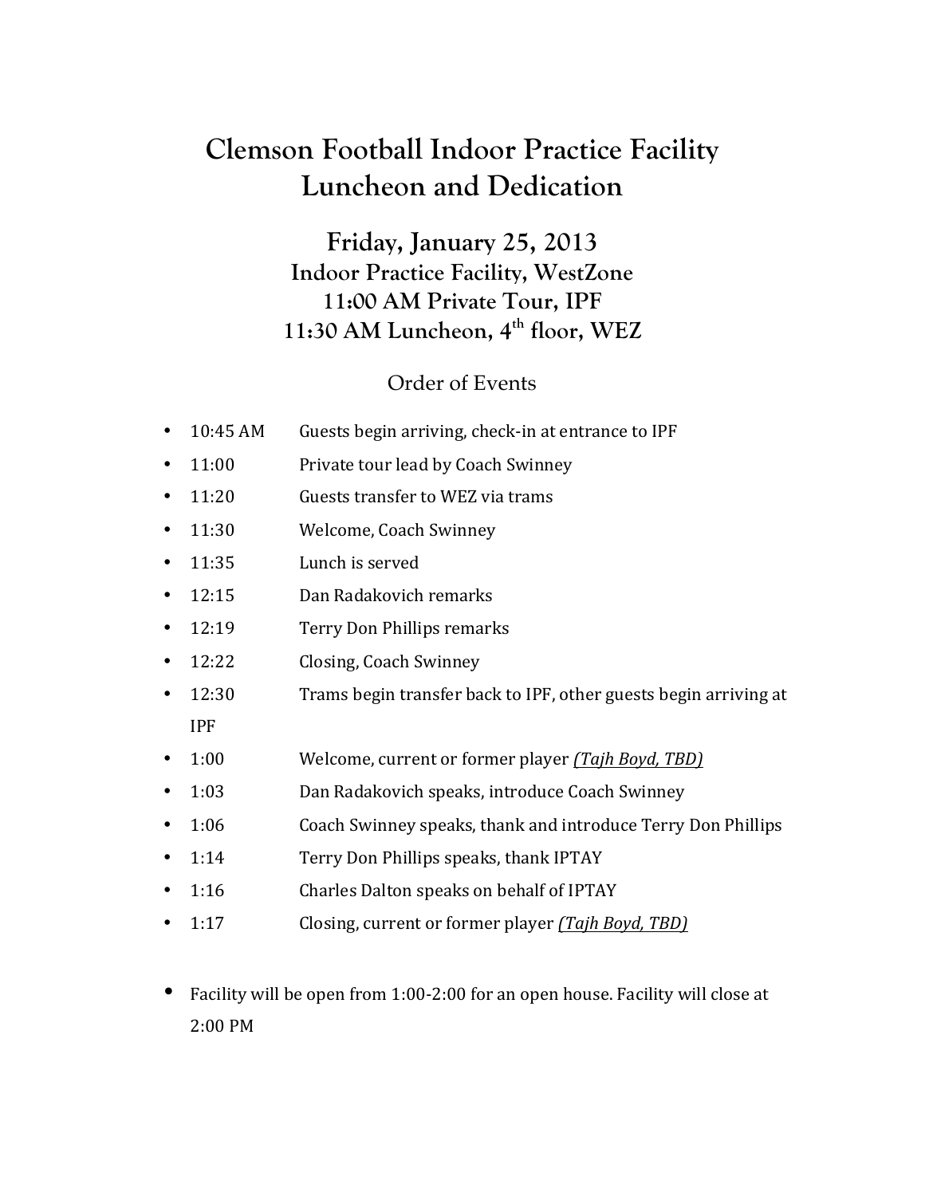# Clemson Football Indoor Practice Facility Luncheon and Dedication

## Friday, January 25, 2013

### Indoor Practice Facility, WestZone
### 11:00 AM Private Tour, IPF
### 11:30 AM Luncheon, 4th floor, WEZ

Order of Events

- 10:45 AM Guests begin arriving, check-in at entrance to IPF
- 11:00 Private tour lead by Coach Swinney
- 11:20 Guests transfer to WEZ via trams
- 11:30 Welcome, Coach Swinney
- 11:35 Lunch is served
- 12:15 Dan Radakovich remarks
- 12:19 Terry Don Phillips remarks
- 12:22 Closing, Coach Swinney
- 12:30 Trams begin transfer back to IPF, other guests begin arriving at IPF
- 1:00 Welcome, current or former player *(Tajh Boyd, TBD)*
- 1:03 Dan Radakovich speaks, introduce Coach Swinney
- 1:06 Coach Swinney speaks, thank and introduce Terry Don Phillips
- 1:14 Terry Don Phillips speaks, thank IPTAY
- 1:16 Charles Dalton speaks on behalf of IPTAY
- 1:17 Closing, current or former player *(Tajh Boyd, TBD)*

- Facility will be open from 1:00-2:00 for an open house. Facility will close at 2:00 PM